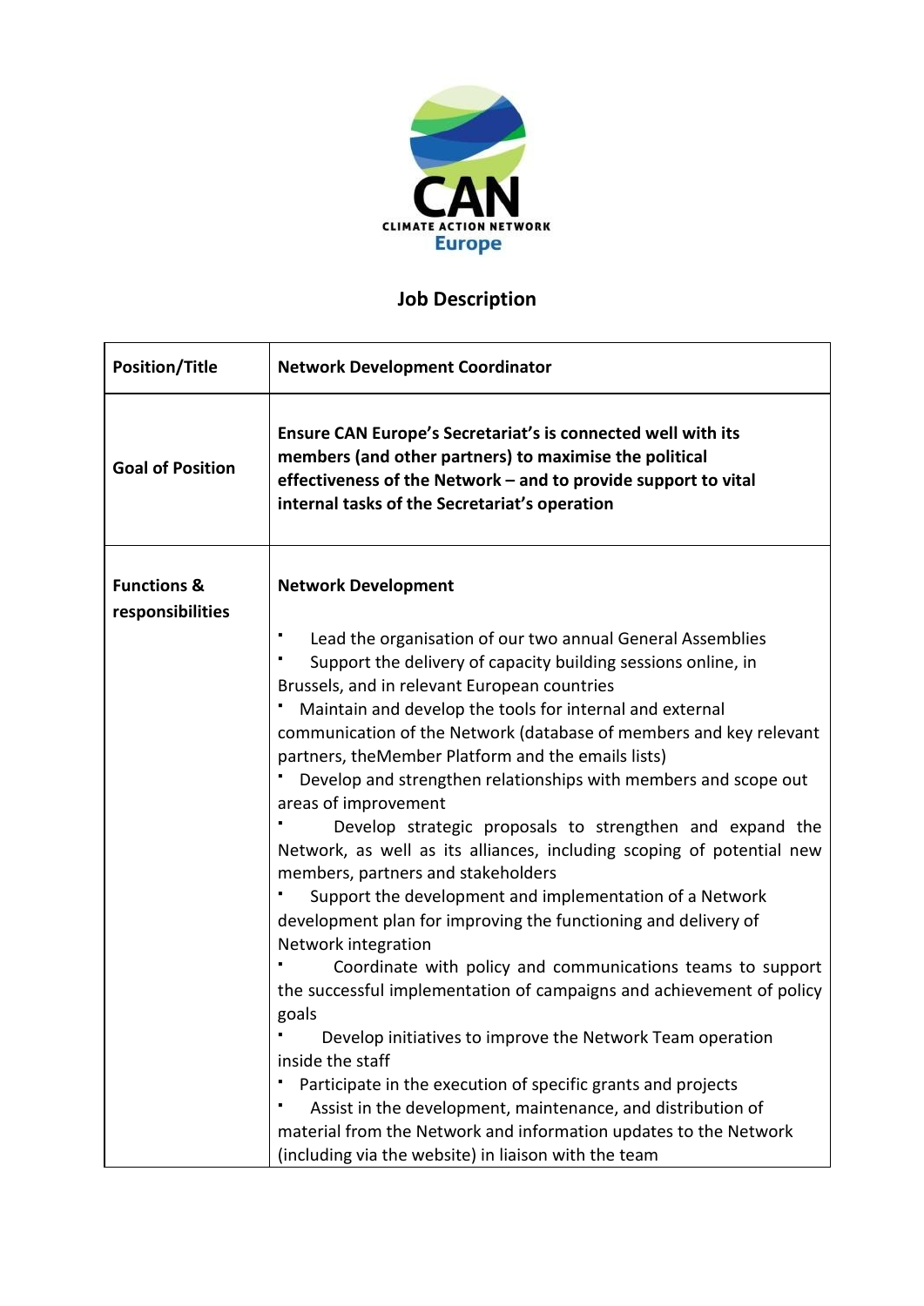CAN
CLIMATE ACTION NETWORK
Europe

# Job Description

| Position/Title | **Network Development Coordinator** |
|---|---|
| **Goal of Position** | **Ensure CAN Europe's Secretariat's is connected well with its members (and other partners) to maximise the political effectiveness of the Network – and to provide support to vital internal tasks of the Secretariat's operation** |
| **Functions & responsibilities** | **Network Development**<br><br>▪ Lead the organisation of our two annual General Assemblies<br>▪ Support the delivery of capacity building sessions online, in Brussels, and in relevant European countries<br>▪ Maintain and develop the tools for internal and external communication of the Network (database of members and key relevant partners, theMember Platform and the emails lists)<br>▪ Develop and strengthen relationships with members and scope out areas of improvement<br>▪ Develop strategic proposals to strengthen and expand the Network, as well as its alliances, including scoping of potential new members, partners and stakeholders<br>▪ Support the development and implementation of a Network development plan for improving the functioning and delivery of Network integration<br>▪ Coordinate with policy and communications teams to support the successful implementation of campaigns and achievement of policy goals<br>▪ Develop initiatives to improve the Network Team operation inside the staff<br>▪ Participate in the execution of specific grants and projects<br>▪ Assist in the development, maintenance, and distribution of material from the Network and information updates to the Network (including via the website) in liaison with the team |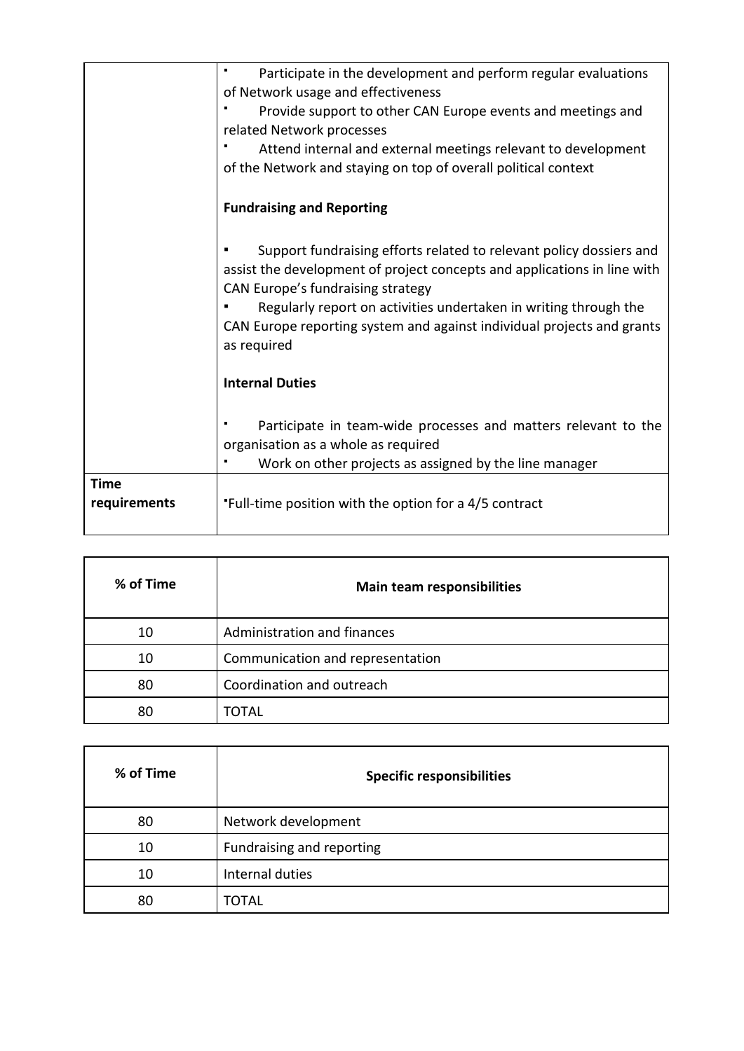| | |
|---|---|
| | ▪ Participate in the development and perform regular evaluations of Network usage and effectiveness<br>▪ Provide support to other CAN Europe events and meetings and related Network processes<br>▪ Attend internal and external meetings relevant to development of the Network and staying on top of overall political context<br><br>**Fundraising and Reporting**<br><br>▪ Support fundraising efforts related to relevant policy dossiers and assist the development of project concepts and applications in line with CAN Europe's fundraising strategy<br>▪ Regularly report on activities undertaken in writing through the CAN Europe reporting system and against individual projects and grants as required<br><br>**Internal Duties**<br><br>▪ Participate in team-wide processes and matters relevant to the organisation as a whole as required<br>▪ Work on other projects as assigned by the line manager |
| **Time requirements** | ▪Full-time position with the option for a 4/5 contract |

| % of Time | Main team responsibilities |
|---|---|
| 10 | Administration and finances |
| 10 | Communication and representation |
| 80 | Coordination and outreach |
| 80 | TOTAL |

| % of Time | Specific responsibilities |
|---|---|
| 80 | Network development |
| 10 | Fundraising and reporting |
| 10 | Internal duties |
| 80 | TOTAL |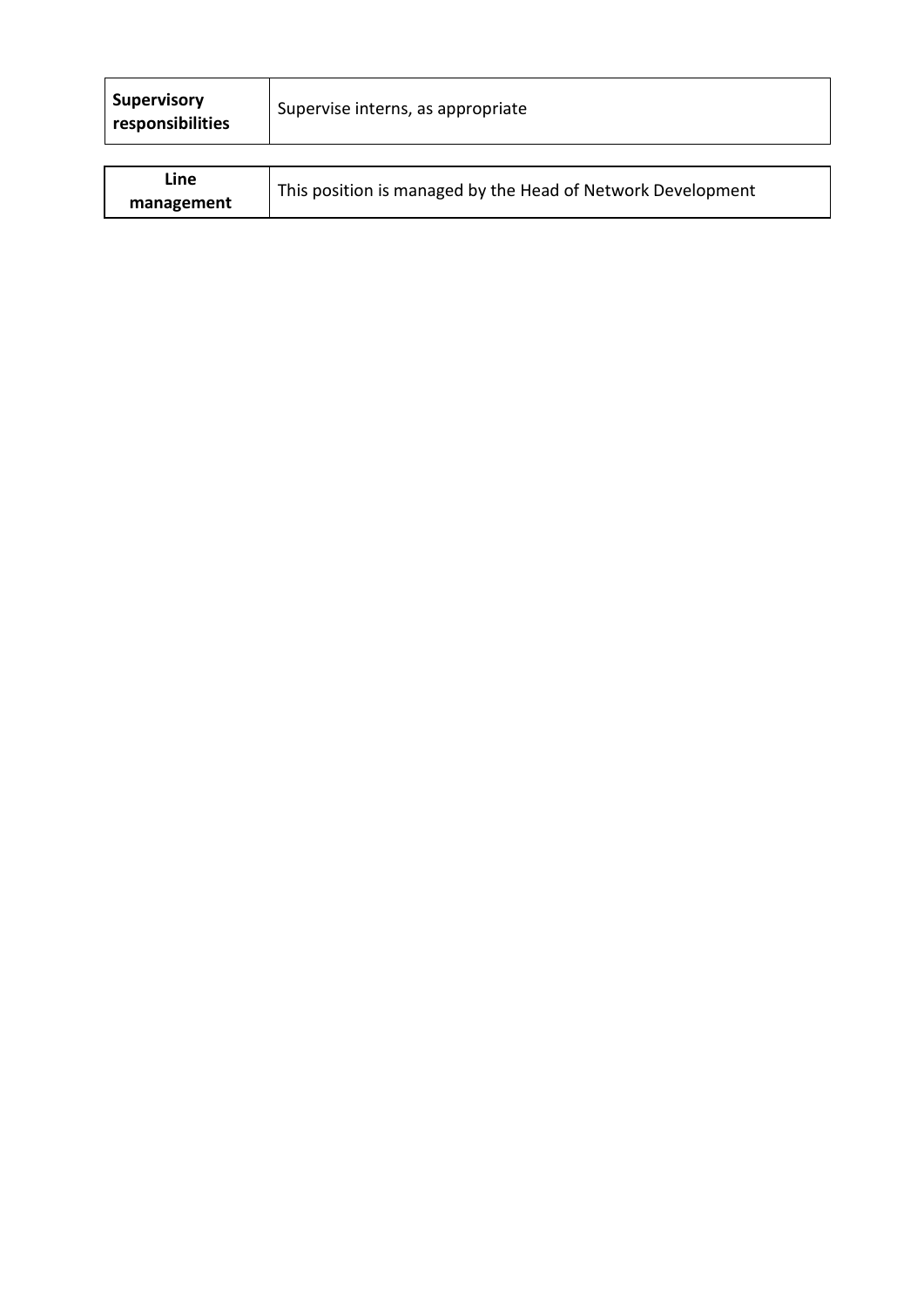| | |
|---|---|
| **Supervisory responsibilities** | Supervise interns, as appropriate |

| | |
|---|---|
| **Line management** | This position is managed by the Head of Network Development |